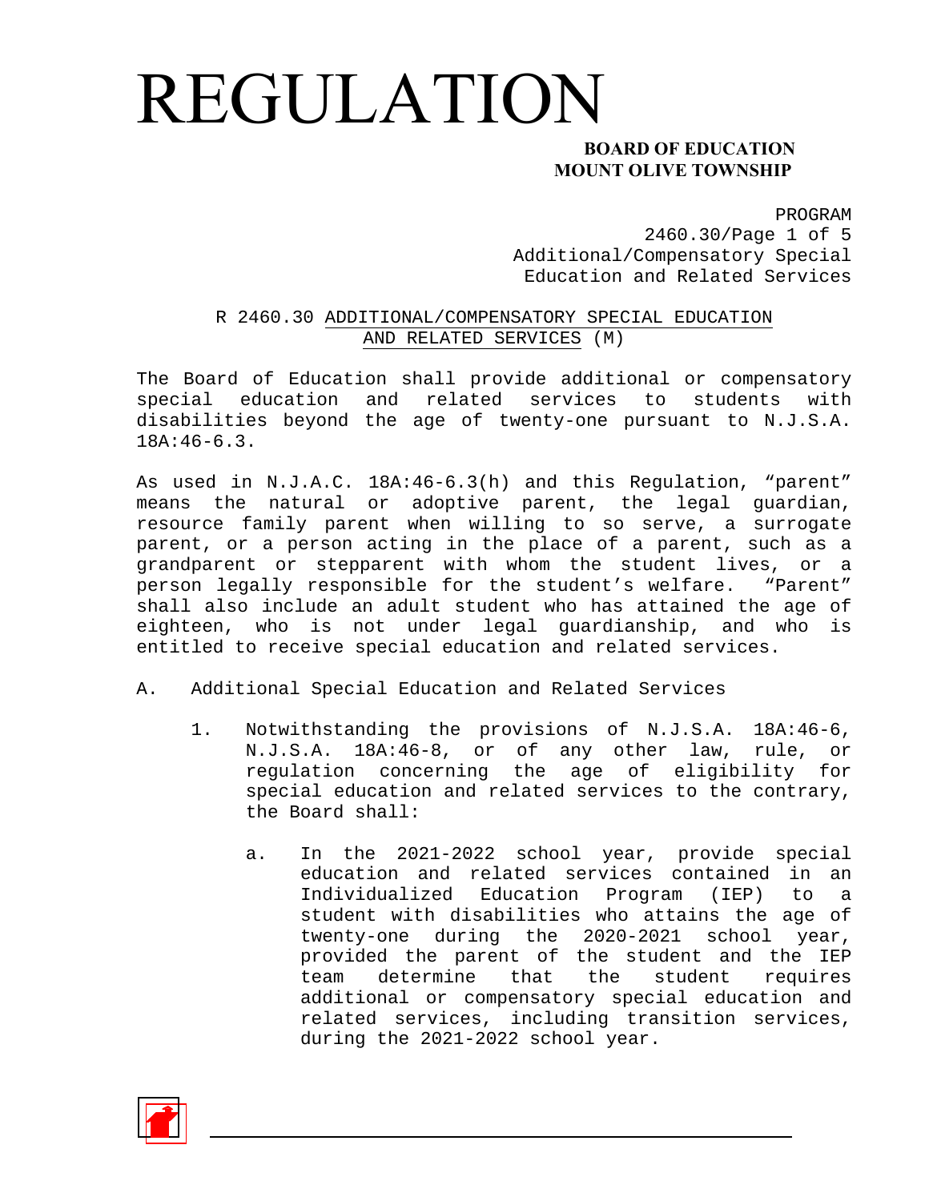# REGULATION

**BOARD OF EDUCATION**
**MOUNT OLIVE TOWNSHIP**

PROGRAM
2460.30
Additional/Compensatory Special Education and Related Services

## R 2460.30 ADDITIONAL/COMPENSATORY SPECIAL EDUCATION AND RELATED SERVICES (M)

The Board of Education shall provide additional or compensatory special education and related services to students with disabilities beyond the age of twenty-one pursuant to N.J.S.A. 18A:46-6.3.

As used in N.J.A.C. 18A:46-6.3(h) and this Regulation, "parent" means the natural or adoptive parent, the legal guardian, resource family parent when willing to so serve, a surrogate parent, or a person acting in the place of a parent, such as a grandparent or stepparent with whom the student lives, or a person legally responsible for the student's welfare. "Parent" shall also include an adult student who has attained the age of eighteen, who is not under legal guardianship, and who is entitled to receive special education and related services.

A. Additional Special Education and Related Services

1. Notwithstanding the provisions of N.J.S.A. 18A:46-6, N.J.S.A. 18A:46-8, or of any other law, rule, or regulation concerning the age of eligibility for special education and related services to the contrary, the Board shall:

   a. In the 2021-2022 school year, provide special education and related services contained in an Individualized Education Program (IEP) to a student with disabilities who attains the age of twenty-one during the 2020-2021 school year, provided the parent of the student and the IEP team determine that the student requires additional or compensatory special education and related services, including transition services, during the 2021-2022 school year.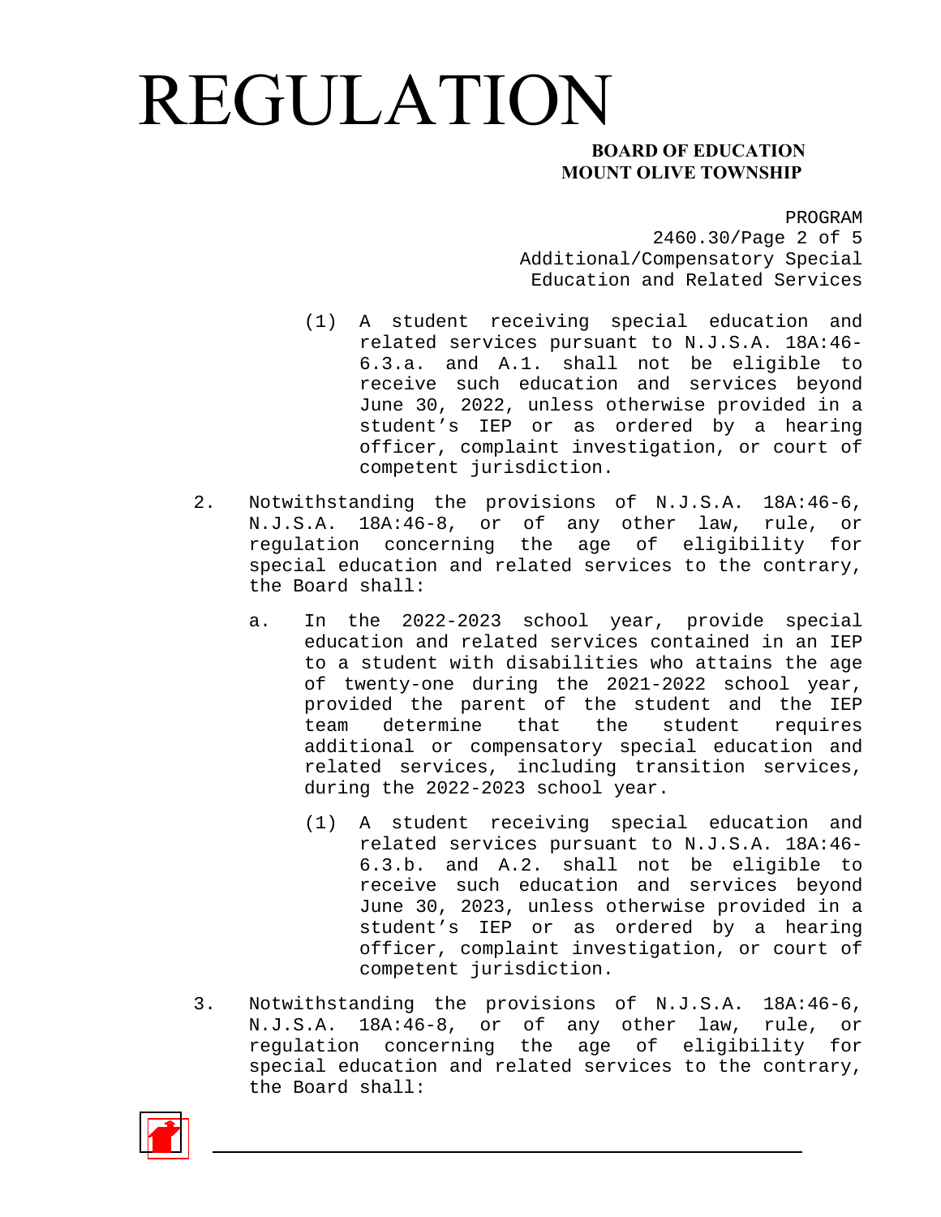(1) A student receiving special education and related services pursuant to N.J.S.A. 18A:46-6.3.a. and A.1. shall not be eligible to receive such education and services beyond June 30, 2022, unless otherwise provided in a student's IEP or as ordered by a hearing officer, complaint investigation, or court of competent jurisdiction.

2. Notwithstanding the provisions of N.J.S.A. 18A:46-6, N.J.S.A. 18A:46-8, or of any other law, rule, or regulation concerning the age of eligibility for special education and related services to the contrary, the Board shall:

   a. In the 2022-2023 school year, provide special education and related services contained in an IEP to a student with disabilities who attains the age of twenty-one during the 2021-2022 school year, provided the parent of the student and the IEP team determine that the student requires additional or compensatory special education and related services, including transition services, during the 2022-2023 school year.

      (1) A student receiving special education and related services pursuant to N.J.S.A. 18A:46-6.3.b. and A.2. shall not be eligible to receive such education and services beyond June 30, 2023, unless otherwise provided in a student's IEP or as ordered by a hearing officer, complaint investigation, or court of competent jurisdiction.

3. Notwithstanding the provisions of N.J.S.A. 18A:46-6, N.J.S.A. 18A:46-8, or of any other law, rule, or regulation concerning the age of eligibility for special education and related services to the contrary, the Board shall: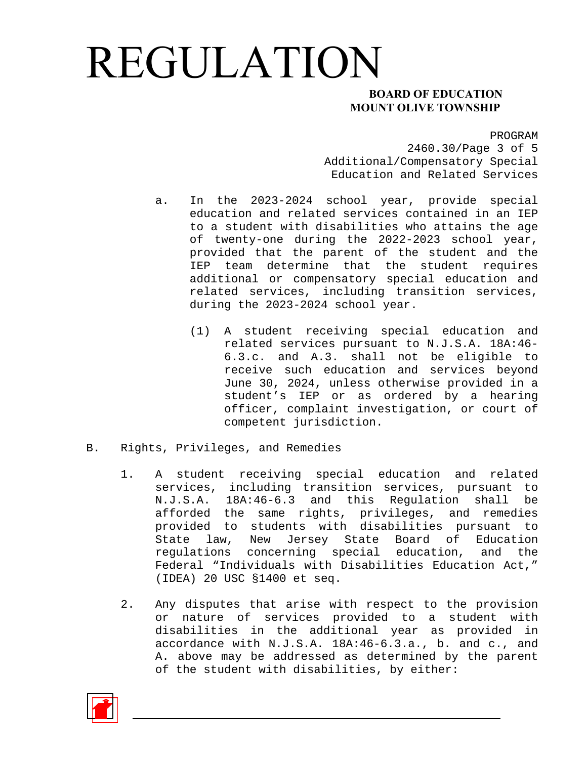a. In the 2023-2024 school year, provide special education and related services contained in an IEP to a student with disabilities who attains the age of twenty-one during the 2022-2023 school year, provided that the parent of the student and the IEP team determine that the student requires additional or compensatory special education and related services, including transition services, during the 2023-2024 school year.

(1) A student receiving special education and related services pursuant to N.J.S.A. 18A:46-6.3.c. and A.3. shall not be eligible to receive such education and services beyond June 30, 2024, unless otherwise provided in a student's IEP or as ordered by a hearing officer, complaint investigation, or court of competent jurisdiction.

B. Rights, Privileges, and Remedies

1. A student receiving special education and related services, including transition services, pursuant to N.J.S.A. 18A:46-6.3 and this Regulation shall be afforded the same rights, privileges, and remedies provided to students with disabilities pursuant to State law, New Jersey State Board of Education regulations concerning special education, and the Federal "Individuals with Disabilities Education Act," (IDEA) 20 USC §1400 et seq.

2. Any disputes that arise with respect to the provision or nature of services provided to a student with disabilities in the additional year as provided in accordance with N.J.S.A. 18A:46-6.3.a., b. and c., and A. above may be addressed as determined by the parent of the student with disabilities, by either: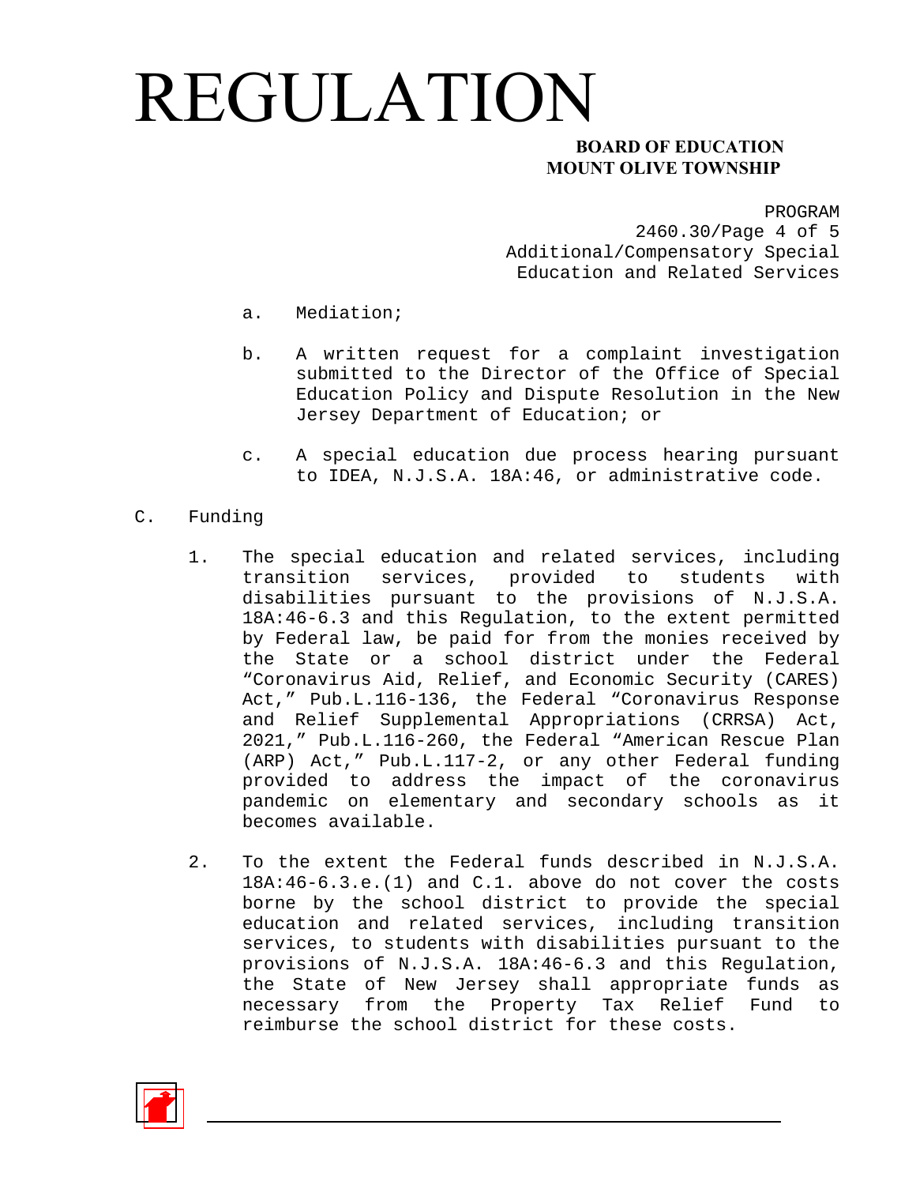a. Mediation;

b. A written request for a complaint investigation submitted to the Director of the Office of Special Education Policy and Dispute Resolution in the New Jersey Department of Education; or

c. A special education due process hearing pursuant to IDEA, N.J.S.A. 18A:46, or administrative code.

C. Funding

1. The special education and related services, including transition services, provided to students with disabilities pursuant to the provisions of N.J.S.A. 18A:46-6.3 and this Regulation, to the extent permitted by Federal law, be paid for from the monies received by the State or a school district under the Federal "Coronavirus Aid, Relief, and Economic Security (CARES) Act," Pub.L.116-136, the Federal "Coronavirus Response and Relief Supplemental Appropriations (CRRSA) Act, 2021," Pub.L.116-260, the Federal "American Rescue Plan (ARP) Act," Pub.L.117-2, or any other Federal funding provided to address the impact of the coronavirus pandemic on elementary and secondary schools as it becomes available.

2. To the extent the Federal funds described in N.J.S.A. 18A:46-6.3.e.(1) and C.1. above do not cover the costs borne by the school district to provide the special education and related services, including transition services, to students with disabilities pursuant to the provisions of N.J.S.A. 18A:46-6.3 and this Regulation, the State of New Jersey shall appropriate funds as necessary from the Property Tax Relief Fund to reimburse the school district for these costs.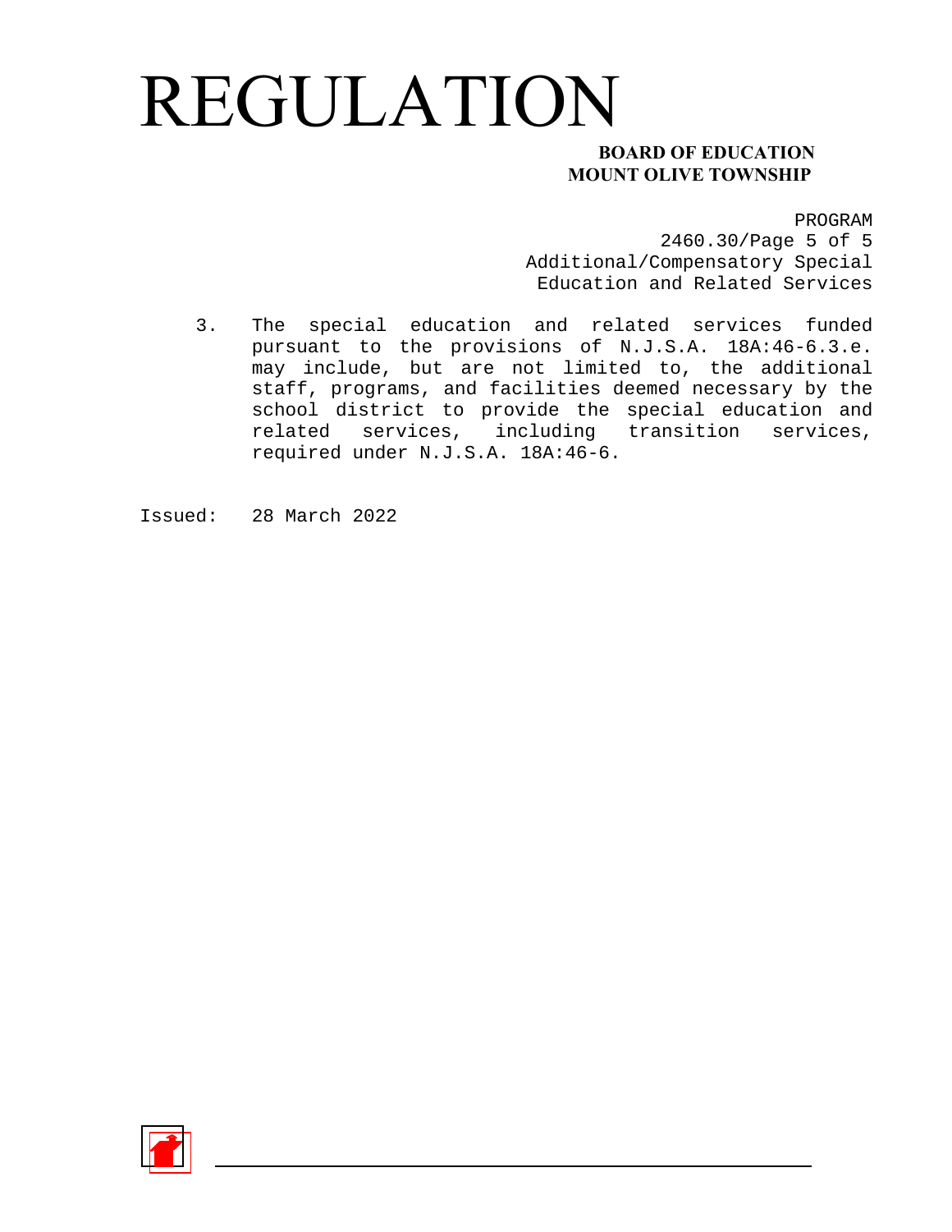3. The special education and related services funded pursuant to the provisions of N.J.S.A. 18A:46-6.3.e. may include, but are not limited to, the additional staff, programs, and facilities deemed necessary by the school district to provide the special education and related services, including transition services, required under N.J.S.A. 18A:46-6.

Issued: 28 March 2022